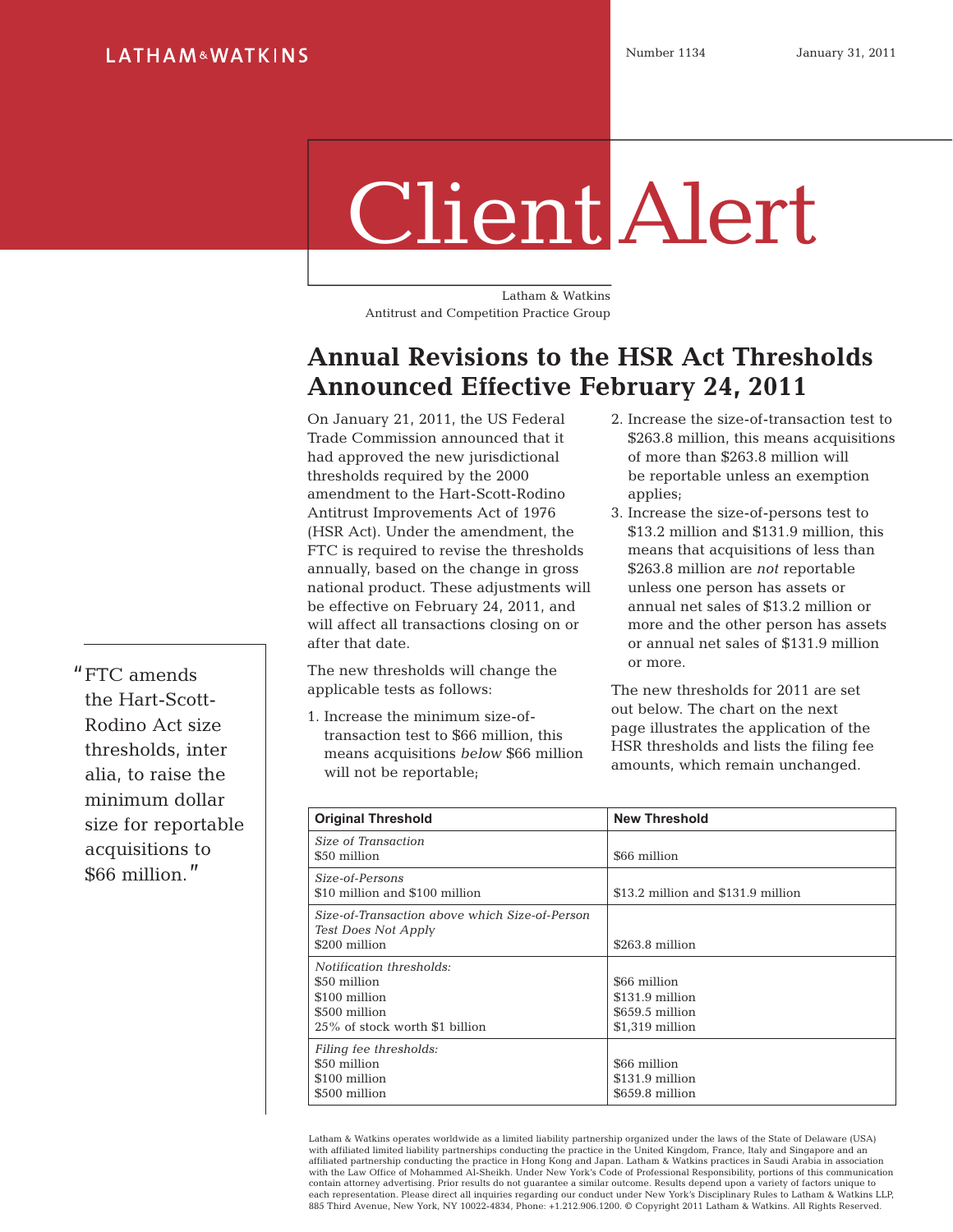LATHAM & WATKINS

Number 1134 January 31, 2011

# Client Alert

Latham & Watkins
Antitrust and Competition Practice Group

## Annual Revisions to the HSR Act Thresholds Announced Effective February 24, 2011

On January 21, 2011, the US Federal Trade Commission announced that it had approved the new jurisdictional thresholds required by the 2000 amendment to the Hart-Scott-Rodino Antitrust Improvements Act of 1976 (HSR Act). Under the amendment, the FTC is required to revise the thresholds annually, based on the change in gross national product. These adjustments will be effective on February 24, 2011, and will affect all transactions closing on or after that date.

The new thresholds will change the applicable tests as follows:

1. Increase the minimum size-of-transaction test to $66 million, this means acquisitions *below* $66 million will not be reportable;
2. Increase the size-of-transaction test to $263.8 million, this means acquisitions of more than $263.8 million will be reportable unless an exemption applies;
3. Increase the size-of-persons test to $13.2 million and $131.9 million, this means that acquisitions of less than $263.8 million are *not* reportable unless one person has assets or annual net sales of $13.2 million or more and the other person has assets or annual net sales of $131.9 million or more.

The new thresholds for 2011 are set out below. The chart on the next page illustrates the application of the HSR thresholds and lists the filing fee amounts, which remain unchanged.

"FTC amends the Hart-Scott-Rodino Act size thresholds, inter alia, to raise the minimum dollar size for reportable acquisitions to $66 million."

| Original Threshold | New Threshold |
|---|---|
| *Size of Transaction*<br>$50 million | $66 million |
| *Size-of-Persons*<br>$10 million and $100 million | $13.2 million and $131.9 million |
| *Size-of-Transaction above which Size-of-Person Test Does Not Apply*<br>$200 million | $263.8 million |
| *Notification thresholds:*<br>$50 million<br>$100 million<br>$500 million<br>25% of stock worth $1 billion | $66 million<br>$131.9 million<br>$659.5 million<br>$1,319 million |
| *Filing fee thresholds:*<br>$50 million<br>$100 million<br>$500 million | $66 million<br>$131.9 million<br>$659.8 million |

Latham & Watkins operates worldwide as a limited liability partnership organized under the laws of the State of Delaware (USA) with affiliated limited liability partnerships conducting the practice in the United Kingdom, France, Italy and Singapore and an affiliated partnership conducting the practice in Hong Kong and Japan. Latham & Watkins practices in Saudi Arabia in association with the Law Office of Mohammed Al-Sheikh. Under New York's Code of Professional Responsibility, portions of this communication contain attorney advertising. Prior results do not guarantee a similar outcome. Results depend upon a variety of factors unique to each representation. Please direct all inquiries regarding our conduct under New York's Disciplinary Rules to Latham & Watkins LLP, 885 Third Avenue, New York, NY 10022-4834, Phone: +1.212.906.1200. © Copyright 2011 Latham & Watkins. All Rights Reserved.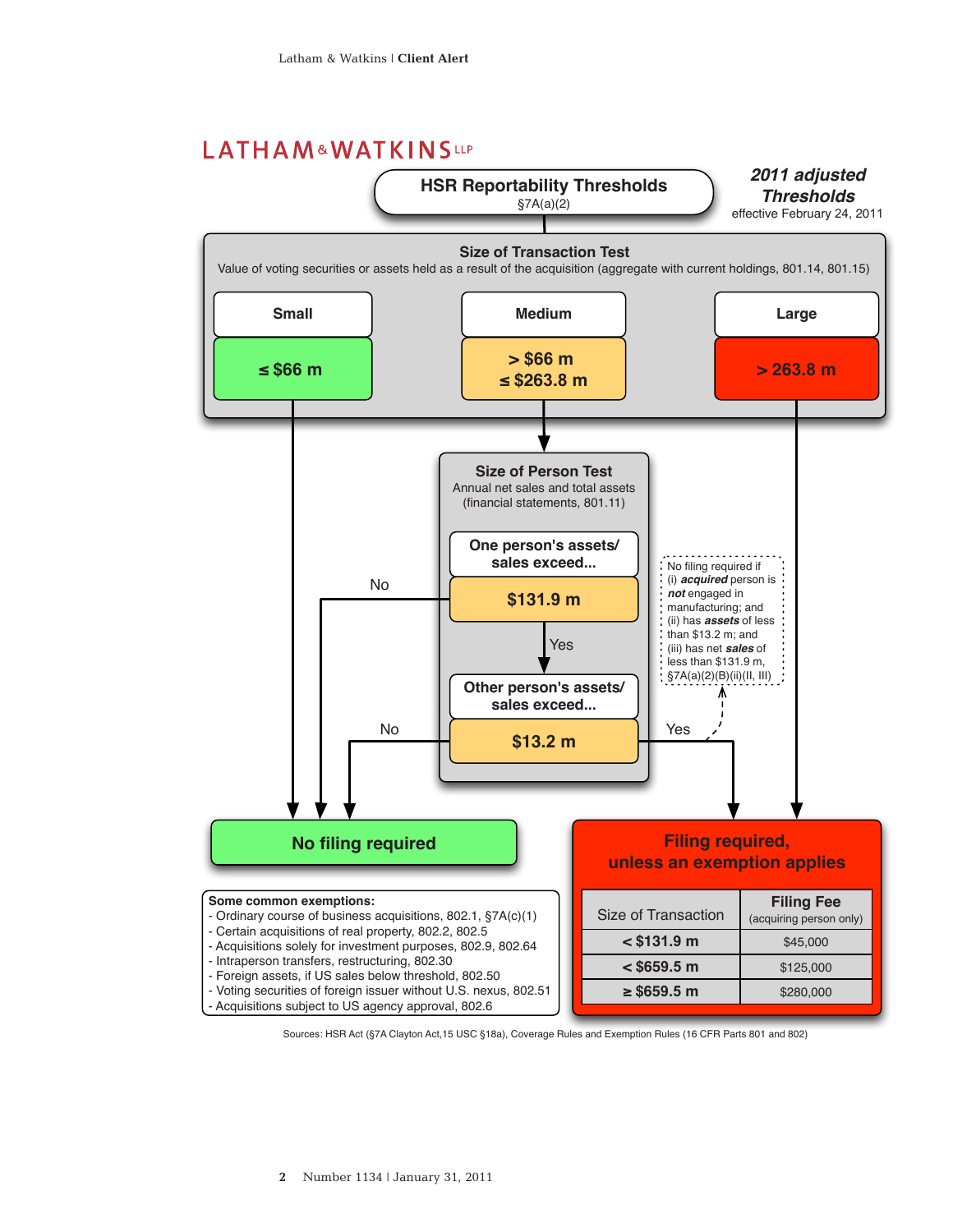# HSR Reportability Thresholds

§7A(a)(2)

***2011 adjusted Thresholds***
effective February 24, 2011

## Size of Transaction Test

Value of voting securities or assets held as a result of the acquisition (aggregate with current holdings, 801.14, 801.15)

| Small | Medium | Large |
|---|---|---|
| ≤ $66 m | > $66 m ≤ $263.8 m | > 263.8 m |

- Small → No filing required
- Medium → Size of Person Test
- Large → Filing required, unless an exemption applies

## Size of Person Test

Annual net sales and total assets (financial statements, 801.11)

**One person's assets/ sales exceed... $131.9 m**

- No → No filing required
- Yes → next test

**Other person's assets/ sales exceed... $13.2 m**

- No → No filing required
- Yes → Filing required, unless an exemption applies

No filing required if (i) ***acquired*** person is ***not*** engaged in manufacturing; and (ii) has ***assets*** of less than $13.2 m; and (iii) has net ***sales*** of less than $131.9 m, §7A(a)(2)(B)(ii)(II, III)

## No filing required

**Some common exemptions:**

- Ordinary course of business acquisitions, 802.1, §7A(c)(1)
- Certain acquisitions of real property, 802.2, 802.5
- Acquisitions solely for investment purposes, 802.9, 802.64
- Intraperson transfers, restructuring, 802.30
- Foreign assets, if US sales below threshold, 802.50
- Voting securities of foreign issuer without U.S. nexus, 802.51
- Acquisitions subject to US agency approval, 802.6

## Filing required, unless an exemption applies

| Size of Transaction | Filing Fee (acquiring person only) |
|---|---|
| < $131.9 m | $45,000 |
| < $659.5 m | $125,000 |
| ≥ $659.5 m | $280,000 |

Sources: HSR Act (§7A Clayton Act,15 USC §18a), Coverage Rules and Exemption Rules (16 CFR Parts 801 and 802)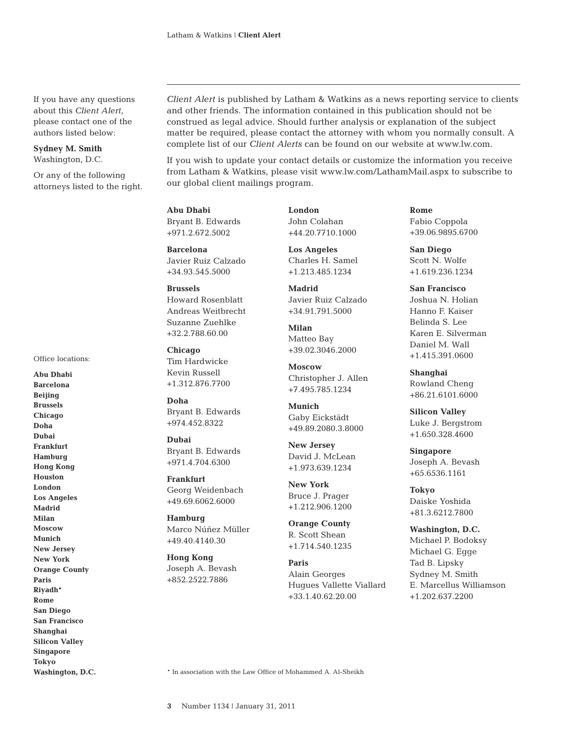If you have any questions about this *Client Alert*, please contact one of the authors listed below:

**Sydney M. Smith**
Washington, D.C.

Or any of the following attorneys listed to the right.

*Client Alert* is published by Latham & Watkins as a news reporting service to clients and other friends. The information contained in this publication should not be construed as legal advice. Should further analysis or explanation of the subject matter be required, please contact the attorney with whom you normally consult. A complete list of our *Client Alerts* can be found on our website at www.lw.com.

If you wish to update your contact details or customize the information you receive from Latham & Watkins, please visit www.lw.com/LathamMail.aspx to subscribe to our global client mailings program.

**Abu Dhabi**
Bryant B. Edwards
+971.2.672.5002

**Barcelona**
Javier Ruiz Calzado
+34.93.545.5000

**Brussels**
Howard Rosenblatt
Andreas Weitbrecht
Suzanne Zuehlke
+32.2.788.60.00

**Chicago**
Tim Hardwicke
Kevin Russell
+1.312.876.7700

**Doha**
Bryant B. Edwards
+974.452.8322

**Dubai**
Bryant B. Edwards
+971.4.704.6300

**Frankfurt**
Georg Weidenbach
+49.69.6062.6000

**Hamburg**
Marco Núñez Müller
+49.40.4140.30

**Hong Kong**
Joseph A. Bevash
+852.2522.7886

**London**
John Colahan
+44.20.7710.1000

**Los Angeles**
Charles H. Samel
+1.213.485.1234

**Madrid**
Javier Ruiz Calzado
+34.91.791.5000

**Milan**
Matteo Bay
+39.02.3046.2000

**Moscow**
Christopher J. Allen
+7.495.785.1234

**Munich**
Gaby Eickstädt
+49.89.2080.3.8000

**New Jersey**
David J. McLean
+1.973.639.1234

**New York**
Bruce J. Prager
+1.212.906.1200

**Orange County**
R. Scott Shean
+1.714.540.1235

**Paris**
Alain Georges
Hugues Vallette Viallard
+33.1.40.62.20.00

**Rome**
Fabio Coppola
+39.06.9895.6700

**San Diego**
Scott N. Wolfe
+1.619.236.1234

**San Francisco**
Joshua N. Holian
Hanno F. Kaiser
Belinda S. Lee
Karen E. Silverman
Daniel M. Wall
+1.415.391.0600

**Shanghai**
Rowland Cheng
+86.21.6101.6000

**Silicon Valley**
Luke J. Bergstrom
+1.650.328.4600

**Singapore**
Joseph A. Bevash
+65.6536.1161

**Tokyo**
Daiske Yoshida
+81.3.6212.7800

**Washington, D.C.**
Michael P. Bodoksy
Michael G. Egge
Tad B. Lipsky
Sydney M. Smith
E. Marcellus Williamson
+1.202.637.2200

Office locations:

**Abu Dhabi**
**Barcelona**
**Beijing**
**Brussels**
**Chicago**
**Doha**
**Dubai**
**Frankfurt**
**Hamburg**
**Hong Kong**
**Houston**
**London**
**Los Angeles**
**Madrid**
**Milan**
**Moscow**
**Munich**
**New Jersey**
**New York**
**Orange County**
**Paris**
**Riyadh***
**Rome**
**San Diego**
**San Francisco**
**Shanghai**
**Silicon Valley**
**Singapore**
**Tokyo**
**Washington, D.C.**

\* In association with the Law Office of Mohammed A. Al-Sheikh